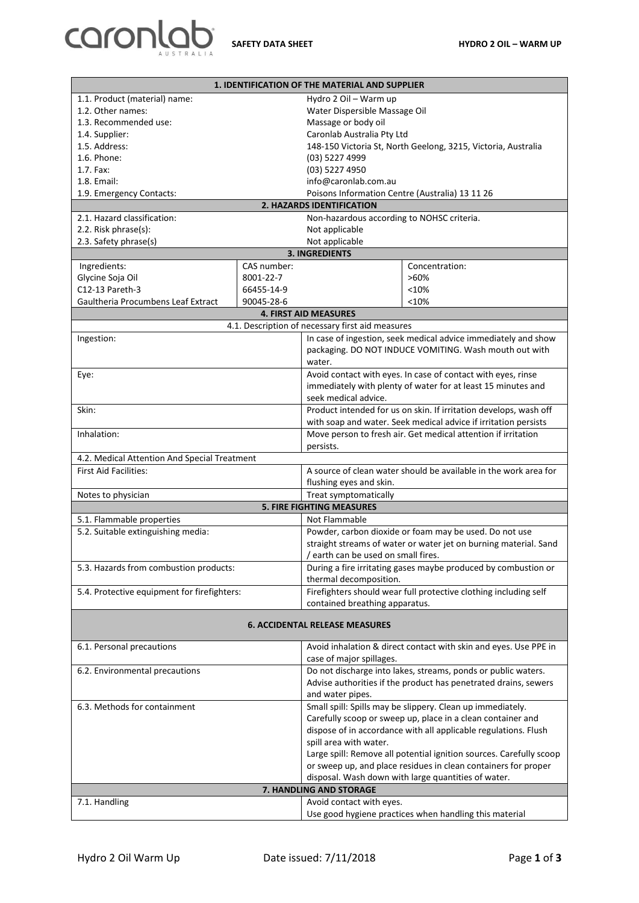# SAFETY DATA SHEET — HYDRO 2 OIL – WARM UP

## 1. IDENTIFICATION OF THE MATERIAL AND SUPPLIER

| | |
|---|---|
| 1.1. Product (material) name: | Hydro 2 Oil – Warm up |
| 1.2. Other names: | Water Dispersible Massage Oil |
| 1.3. Recommended use: | Massage or body oil |
| 1.4. Supplier: | Caronlab Australia Pty Ltd |
| 1.5. Address: | 148-150 Victoria St, North Geelong, 3215, Victoria, Australia |
| 1.6. Phone: | (03) 5227 4999 |
| 1.7. Fax: | (03) 5227 4950 |
| 1.8. Email: | info@caronlab.com.au |
| 1.9. Emergency Contacts: | Poisons Information Centre (Australia) 13 11 26 |

## 2. HAZARDS IDENTIFICATION

| | |
|---|---|
| 2.1. Hazard classification: | Non-hazardous according to NOHSC criteria. |
| 2.2. Risk phrase(s): | Not applicable |
| 2.3. Safety phrase(s) | Not applicable |

## 3. INGREDIENTS

| Ingredients: | CAS number: | Concentration: |
|---|---|---|
| Glycine Soja Oil | 8001-22-7 | >60% |
| C12-13 Pareth-3 | 66455-14-9 | <10% |
| Gaultheria Procumbens Leaf Extract | 90045-28-6 | <10% |

## 4. FIRST AID MEASURES

4.1. Description of necessary first aid measures

| | |
|---|---|
| Ingestion: | In case of ingestion, seek medical advice immediately and show packaging. DO NOT INDUCE VOMITING. Wash mouth out with water. |
| Eye: | Avoid contact with eyes. In case of contact with eyes, rinse immediately with plenty of water for at least 15 minutes and seek medical advice. |
| Skin: | Product intended for us on skin. If irritation develops, wash off with soap and water. Seek medical advice if irritation persists |
| Inhalation: | Move person to fresh air. Get medical attention if irritation persists. |

4.2. Medical Attention And Special Treatment

| | |
|---|---|
| First Aid Facilities: | A source of clean water should be available in the work area for flushing eyes and skin. |
| Notes to physician | Treat symptomatically |

## 5. FIRE FIGHTING MEASURES

| | |
|---|---|
| 5.1. Flammable properties | Not Flammable |
| 5.2. Suitable extinguishing media: | Powder, carbon dioxide or foam may be used. Do not use straight streams of water or water jet on burning material. Sand / earth can be used on small fires. |
| 5.3. Hazards from combustion products: | During a fire irritating gases maybe produced by combustion or thermal decomposition. |
| 5.4. Protective equipment for firefighters: | Firefighters should wear full protective clothing including self contained breathing apparatus. |

## 6. ACCIDENTAL RELEASE MEASURES

| | |
|---|---|
| 6.1. Personal precautions | Avoid inhalation & direct contact with skin and eyes. Use PPE in case of major spillages. |
| 6.2. Environmental precautions | Do not discharge into lakes, streams, ponds or public waters. Advise authorities if the product has penetrated drains, sewers and water pipes. |
| 6.3. Methods for containment | Small spill: Spills may be slippery. Clean up immediately. Carefully scoop or sweep up, place in a clean container and dispose of in accordance with all applicable regulations. Flush spill area with water.<br>Large spill: Remove all potential ignition sources. Carefully scoop or sweep up, and place residues in clean containers for proper disposal. Wash down with large quantities of water. |

## 7. HANDLING AND STORAGE

| | |
|---|---|
| 7.1. Handling | Avoid contact with eyes.<br>Use good hygiene practices when handling this material |

Hydro 2 Oil Warm Up — Date issued: 7/11/2018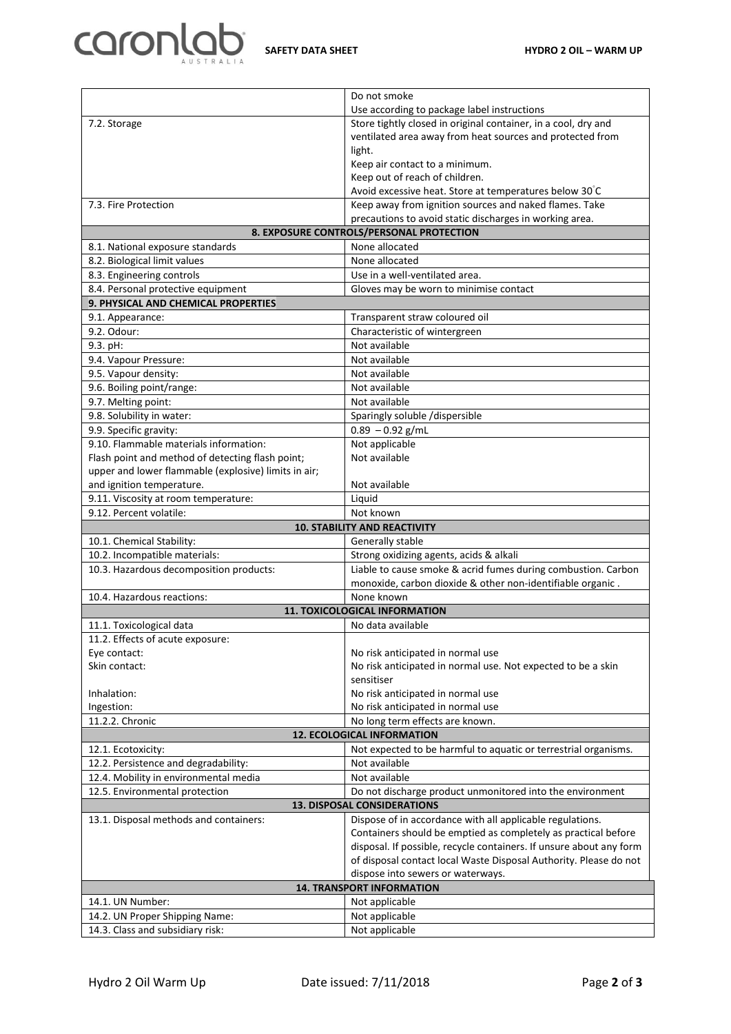| | |
|---|---|
| | Do not smoke<br>Use according to package label instructions |
| 7.2. Storage | Store tightly closed in original container, in a cool, dry and ventilated area away from heat sources and protected from light.<br>Keep air contact to a minimum.<br>Keep out of reach of children.<br>Avoid excessive heat. Store at temperatures below 30°C |
| 7.3. Fire Protection | Keep away from ignition sources and naked flames. Take precautions to avoid static discharges in working area. |
| **8. EXPOSURE CONTROLS/PERSONAL PROTECTION** | |
| 8.1. National exposure standards | None allocated |
| 8.2. Biological limit values | None allocated |
| 8.3. Engineering controls | Use in a well-ventilated area. |
| 8.4. Personal protective equipment | Gloves may be worn to minimise contact |
| **9. PHYSICAL AND CHEMICAL PROPERTIES** | |
| 9.1. Appearance: | Transparent straw coloured oil |
| 9.2. Odour: | Characteristic of wintergreen |
| 9.3. pH: | Not available |
| 9.4. Vapour Pressure: | Not available |
| 9.5. Vapour density: | Not available |
| 9.6. Boiling point/range: | Not available |
| 9.7. Melting point: | Not available |
| 9.8. Solubility in water: | Sparingly soluble /dispersible |
| 9.9. Specific gravity: | 0.89 – 0.92 g/mL |
| 9.10. Flammable materials information:<br>Flash point and method of detecting flash point; upper and lower flammable (explosive) limits in air; and ignition temperature. | Not applicable<br>Not available<br><br>Not available |
| 9.11. Viscosity at room temperature: | Liquid |
| 9.12. Percent volatile: | Not known |
| **10. STABILITY AND REACTIVITY** | |
| 10.1. Chemical Stability: | Generally stable |
| 10.2. Incompatible materials: | Strong oxidizing agents, acids & alkali |
| 10.3. Hazardous decomposition products: | Liable to cause smoke & acrid fumes during combustion. Carbon monoxide, carbon dioxide & other non-identifiable organic . |
| 10.4. Hazardous reactions: | None known |
| **11. TOXICOLOGICAL INFORMATION** | |
| 11.1. Toxicological data | No data available |
| 11.2. Effects of acute exposure: | |
| Eye contact: | No risk anticipated in normal use |
| Skin contact: | No risk anticipated in normal use. Not expected to be a skin sensitiser |
| Inhalation: | No risk anticipated in normal use |
| Ingestion: | No risk anticipated in normal use |
| 11.2.2. Chronic | No long term effects are known. |
| **12. ECOLOGICAL INFORMATION** | |
| 12.1. Ecotoxicity: | Not expected to be harmful to aquatic or terrestrial organisms. |
| 12.2. Persistence and degradability: | Not available |
| 12.4. Mobility in environmental media | Not available |
| 12.5. Environmental protection | Do not discharge product unmonitored into the environment |
| **13. DISPOSAL CONSIDERATIONS** | |
| 13.1. Disposal methods and containers: | Dispose of in accordance with all applicable regulations. Containers should be emptied as completely as practical before disposal. If possible, recycle containers. If unsure about any form of disposal contact local Waste Disposal Authority. Please do not dispose into sewers or waterways. |
| **14. TRANSPORT INFORMATION** | |
| 14.1. UN Number: | Not applicable |
| 14.2. UN Proper Shipping Name: | Not applicable |
| 14.3. Class and subsidiary risk: | Not applicable |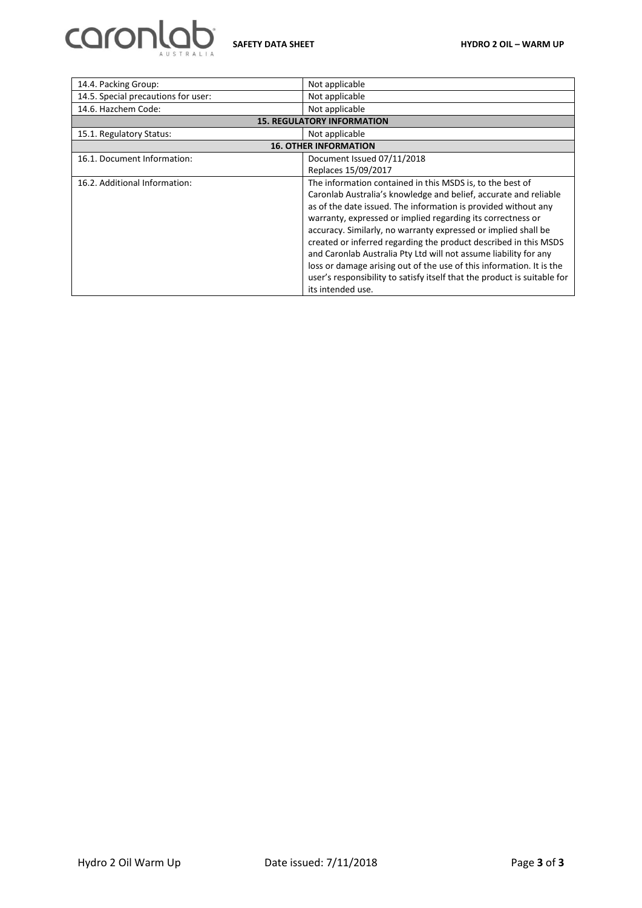| | |
|---|---|
| 14.4. Packing Group: | Not applicable |
| 14.5. Special precautions for user: | Not applicable |
| 14.6. Hazchem Code: | Not applicable |
| **15. REGULATORY INFORMATION** | |
| 15.1. Regulatory Status: | Not applicable |
| **16. OTHER INFORMATION** | |
| 16.1. Document Information: | Document Issued 07/11/2018<br>Replaces 15/09/2017 |
| 16.2. Additional Information: | The information contained in this MSDS is, to the best of Caronlab Australia's knowledge and belief, accurate and reliable as of the date issued. The information is provided without any warranty, expressed or implied regarding its correctness or accuracy. Similarly, no warranty expressed or implied shall be created or inferred regarding the product described in this MSDS and Caronlab Australia Pty Ltd will not assume liability for any loss or damage arising out of the use of this information. It is the user's responsibility to satisfy itself that the product is suitable for its intended use. |